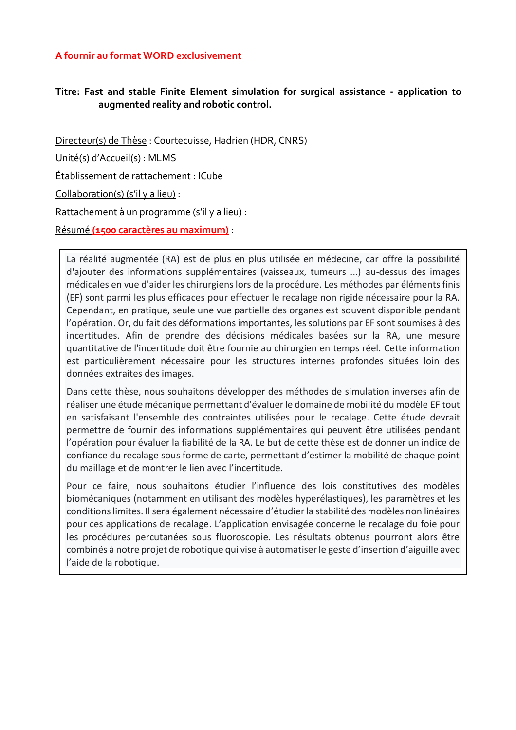A fournir au format WORD exclusivement

**Titre: Fast and stable Finite Element simulation for surgical assistance - application to augmented reality and robotic control.**

Directeur(s) de Thèse : Courtecuisse, Hadrien (HDR, CNRS)

Unité(s) d'Accueil(s) : MLMS

Établissement de rattachement : ICube

Collaboration(s) (s'il y a lieu) :

Rattachement à un programme (s'il y a lieu) :

Résumé **(1500 caractères au maximum)** :

La réalité augmentée (RA) est de plus en plus utilisée en médecine, car offre la possibilité d'ajouter des informations supplémentaires (vaisseaux, tumeurs ...) au-dessus des images médicales en vue d'aider les chirurgiens lors de la procédure. Les méthodes par éléments finis (EF) sont parmi les plus efficaces pour effectuer le recalage non rigide nécessaire pour la RA. Cependant, en pratique, seule une vue partielle des organes est souvent disponible pendant l'opération. Or, du fait des déformations importantes, les solutions par EF sont soumises à des incertitudes. Afin de prendre des décisions médicales basées sur la RA, une mesure quantitative de l'incertitude doit être fournie au chirurgien en temps réel. Cette information est particulièrement nécessaire pour les structures internes profondes situées loin des données extraites des images.

Dans cette thèse, nous souhaitons développer des méthodes de simulation inverses afin de réaliser une étude mécanique permettant d'évaluer le domaine de mobilité du modèle EF tout en satisfaisant l'ensemble des contraintes utilisées pour le recalage. Cette étude devrait permettre de fournir des informations supplémentaires qui peuvent être utilisées pendant l'opération pour évaluer la fiabilité de la RA. Le but de cette thèse est de donner un indice de confiance du recalage sous forme de carte, permettant d'estimer la mobilité de chaque point du maillage et de montrer le lien avec l'incertitude.

Pour ce faire, nous souhaitons étudier l'influence des lois constitutives des modèles biomécaniques (notamment en utilisant des modèles hyperélastiques), les paramètres et les conditions limites. Il sera également nécessaire d'étudier la stabilité des modèles non linéaires pour ces applications de recalage. L'application envisagée concerne le recalage du foie pour les procédures percutanées sous fluoroscopie. Les résultats obtenus pourront alors être combinés à notre projet de robotique qui vise à automatiser le geste d'insertion d'aiguille avec l'aide de la robotique.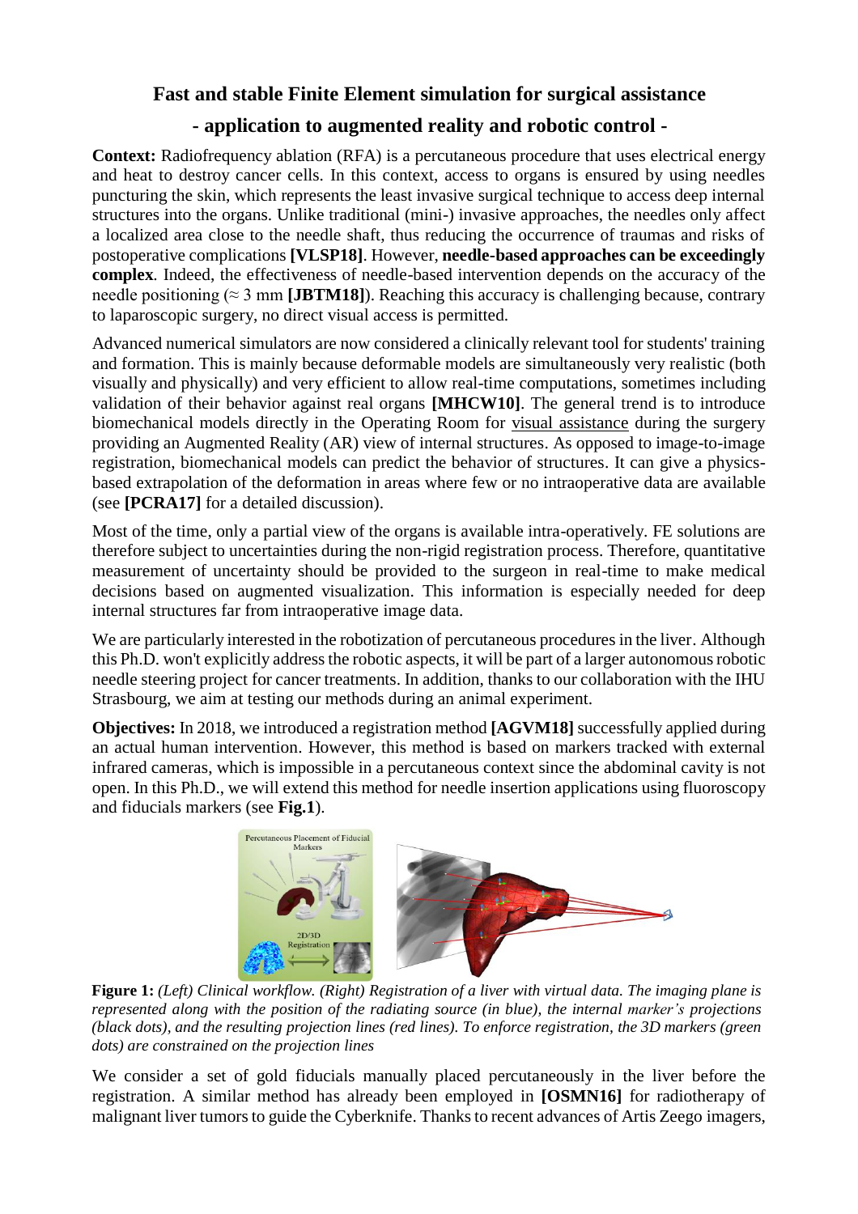# Fast and stable Finite Element simulation for surgical assistance

## - application to augmented reality and robotic control -

**Context:** Radiofrequency ablation (RFA) is a percutaneous procedure that uses electrical energy and heat to destroy cancer cells. In this context, access to organs is ensured by using needles puncturing the skin, which represents the least invasive surgical technique to access deep internal structures into the organs. Unlike traditional (mini-) invasive approaches, the needles only affect a localized area close to the needle shaft, thus reducing the occurrence of traumas and risks of postoperative complications **[VLSP18]**. However, **needle-based approaches can be exceedingly complex**. Indeed, the effectiveness of needle-based intervention depends on the accuracy of the needle positioning (≈ 3 mm **[JBTM18]**). Reaching this accuracy is challenging because, contrary to laparoscopic surgery, no direct visual access is permitted.

Advanced numerical simulators are now considered a clinically relevant tool for students' training and formation. This is mainly because deformable models are simultaneously very realistic (both visually and physically) and very efficient to allow real-time computations, sometimes including validation of their behavior against real organs **[MHCW10]**. The general trend is to introduce biomechanical models directly in the Operating Room for visual assistance during the surgery providing an Augmented Reality (AR) view of internal structures. As opposed to image-to-image registration, biomechanical models can predict the behavior of structures. It can give a physics-based extrapolation of the deformation in areas where few or no intraoperative data are available (see **[PCRA17]** for a detailed discussion).

Most of the time, only a partial view of the organs is available intra-operatively. FE solutions are therefore subject to uncertainties during the non-rigid registration process. Therefore, quantitative measurement of uncertainty should be provided to the surgeon in real-time to make medical decisions based on augmented visualization. This information is especially needed for deep internal structures far from intraoperative image data.

We are particularly interested in the robotization of percutaneous procedures in the liver. Although this Ph.D. won't explicitly address the robotic aspects, it will be part of a larger autonomous robotic needle steering project for cancer treatments. In addition, thanks to our collaboration with the IHU Strasbourg, we aim at testing our methods during an animal experiment.

**Objectives:** In 2018, we introduced a registration method **[AGVM18]** successfully applied during an actual human intervention. However, this method is based on markers tracked with external infrared cameras, which is impossible in a percutaneous context since the abdominal cavity is not open. In this Ph.D., we will extend this method for needle insertion applications using fluoroscopy and fiducials markers (see **Fig.1**).

**Figure 1:** *(Left) Clinical workflow. (Right) Registration of a liver with virtual data. The imaging plane is represented along with the position of the radiating source (in blue), the internal marker's projections (black dots), and the resulting projection lines (red lines). To enforce registration, the 3D markers (green dots) are constrained on the projection lines*

We consider a set of gold fiducials manually placed percutaneously in the liver before the registration. A similar method has already been employed in **[OSMN16]** for radiotherapy of malignant liver tumors to guide the Cyberknife. Thanks to recent advances of Artis Zeego imagers,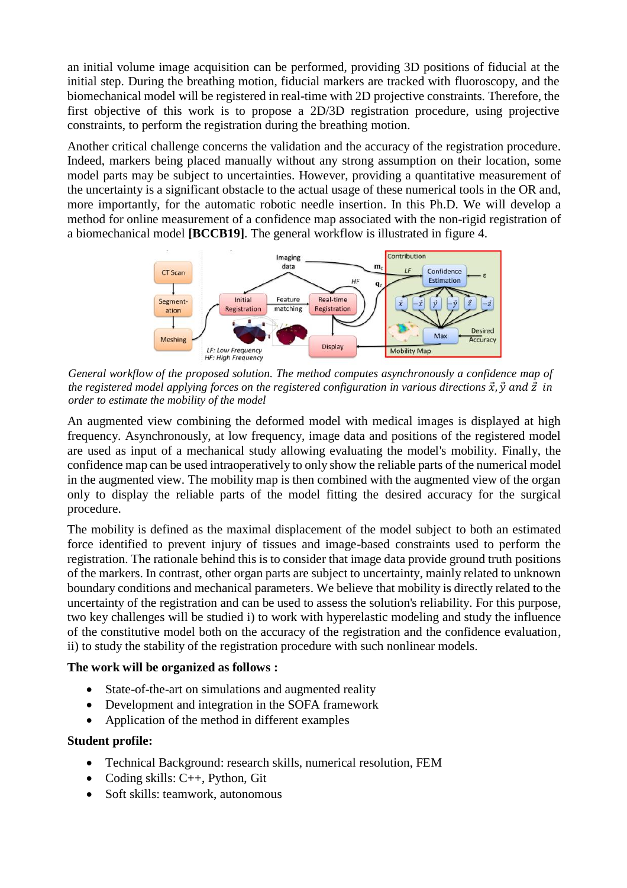an initial volume image acquisition can be performed, providing 3D positions of fiducial at the initial step. During the breathing motion, fiducial markers are tracked with fluoroscopy, and the biomechanical model will be registered in real-time with 2D projective constraints. Therefore, the first objective of this work is to propose a 2D/3D registration procedure, using projective constraints, to perform the registration during the breathing motion.

Another critical challenge concerns the validation and the accuracy of the registration procedure. Indeed, markers being placed manually without any strong assumption on their location, some model parts may be subject to uncertainties. However, providing a quantitative measurement of the uncertainty is a significant obstacle to the actual usage of these numerical tools in the OR and, more importantly, for the automatic robotic needle insertion. In this Ph.D. We will develop a method for online measurement of a confidence map associated with the non-rigid registration of a biomechanical model **[BCCB19]**. The general workflow is illustrated in figure 4.

*General workflow of the proposed solution. The method computes asynchronously a confidence map of the registered model applying forces on the registered configuration in various directions $\vec{x}, \vec{y}$ and $\vec{z}$ in order to estimate the mobility of the model*

An augmented view combining the deformed model with medical images is displayed at high frequency. Asynchronously, at low frequency, image data and positions of the registered model are used as input of a mechanical study allowing evaluating the model's mobility. Finally, the confidence map can be used intraoperatively to only show the reliable parts of the numerical model in the augmented view. The mobility map is then combined with the augmented view of the organ only to display the reliable parts of the model fitting the desired accuracy for the surgical procedure.

The mobility is defined as the maximal displacement of the model subject to both an estimated force identified to prevent injury of tissues and image-based constraints used to perform the registration. The rationale behind this is to consider that image data provide ground truth positions of the markers. In contrast, other organ parts are subject to uncertainty, mainly related to unknown boundary conditions and mechanical parameters. We believe that mobility is directly related to the uncertainty of the registration and can be used to assess the solution's reliability. For this purpose, two key challenges will be studied i) to work with hyperelastic modeling and study the influence of the constitutive model both on the accuracy of the registration and the confidence evaluation, ii) to study the stability of the registration procedure with such nonlinear models.

**The work will be organized as follows :**

- State-of-the-art on simulations and augmented reality
- Development and integration in the SOFA framework
- Application of the method in different examples

**Student profile:**

- Technical Background: research skills, numerical resolution, FEM
- Coding skills: C++, Python, Git
- Soft skills: teamwork, autonomous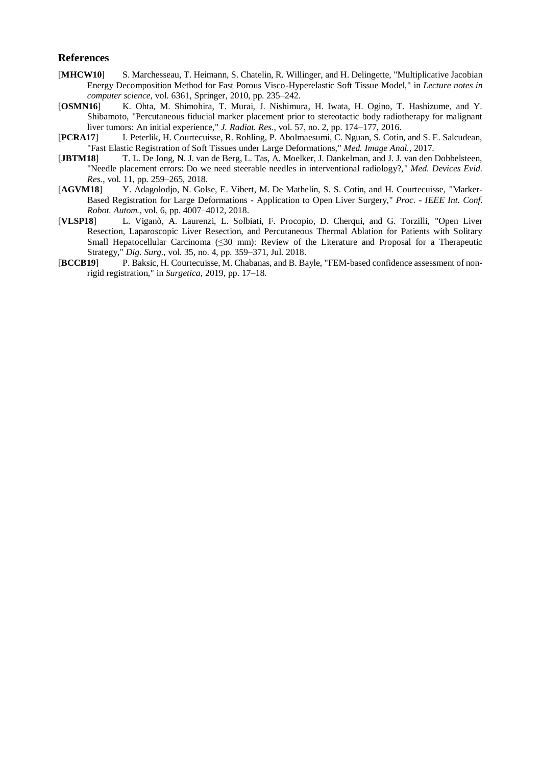## References

[**MHCW10**] S. Marchesseau, T. Heimann, S. Chatelin, R. Willinger, and H. Delingette, "Multiplicative Jacobian Energy Decomposition Method for Fast Porous Visco-Hyperelastic Soft Tissue Model," in *Lecture notes in computer science*, vol. 6361, Springer, 2010, pp. 235–242.

[**OSMN16**] K. Ohta, M. Shimohira, T. Murai, J. Nishimura, H. Iwata, H. Ogino, T. Hashizume, and Y. Shibamoto, "Percutaneous fiducial marker placement prior to stereotactic body radiotherapy for malignant liver tumors: An initial experience," *J. Radiat. Res.*, vol. 57, no. 2, pp. 174–177, 2016.

[**PCRA17**] I. Peterlik, H. Courtecuisse, R. Rohling, P. Abolmaesumi, C. Nguan, S. Cotin, and S. E. Salcudean, "Fast Elastic Registration of Soft Tissues under Large Deformations," *Med. Image Anal.*, 2017.

[**JBTM18**] T. L. De Jong, N. J. van de Berg, L. Tas, A. Moelker, J. Dankelman, and J. J. van den Dobbelsteen, "Needle placement errors: Do we need steerable needles in interventional radiology?," *Med. Devices Evid. Res.*, vol. 11, pp. 259–265, 2018.

[**AGVM18**] Y. Adagolodjo, N. Golse, E. Vibert, M. De Mathelin, S. S. Cotin, and H. Courtecuisse, "Marker-Based Registration for Large Deformations - Application to Open Liver Surgery," *Proc. - IEEE Int. Conf. Robot. Autom.*, vol. 6, pp. 4007–4012, 2018.

[**VLSP18**] L. Viganò, A. Laurenzi, L. Solbiati, F. Procopio, D. Cherqui, and G. Torzilli, "Open Liver Resection, Laparoscopic Liver Resection, and Percutaneous Thermal Ablation for Patients with Solitary Small Hepatocellular Carcinoma (≤30 mm): Review of the Literature and Proposal for a Therapeutic Strategy," *Dig. Surg.*, vol. 35, no. 4, pp. 359–371, Jul. 2018.

[**BCCB19**] P. Baksic, H. Courtecuisse, M. Chabanas, and B. Bayle, "FEM-based confidence assessment of non-rigid registration," in *Surgetica*, 2019, pp. 17–18.